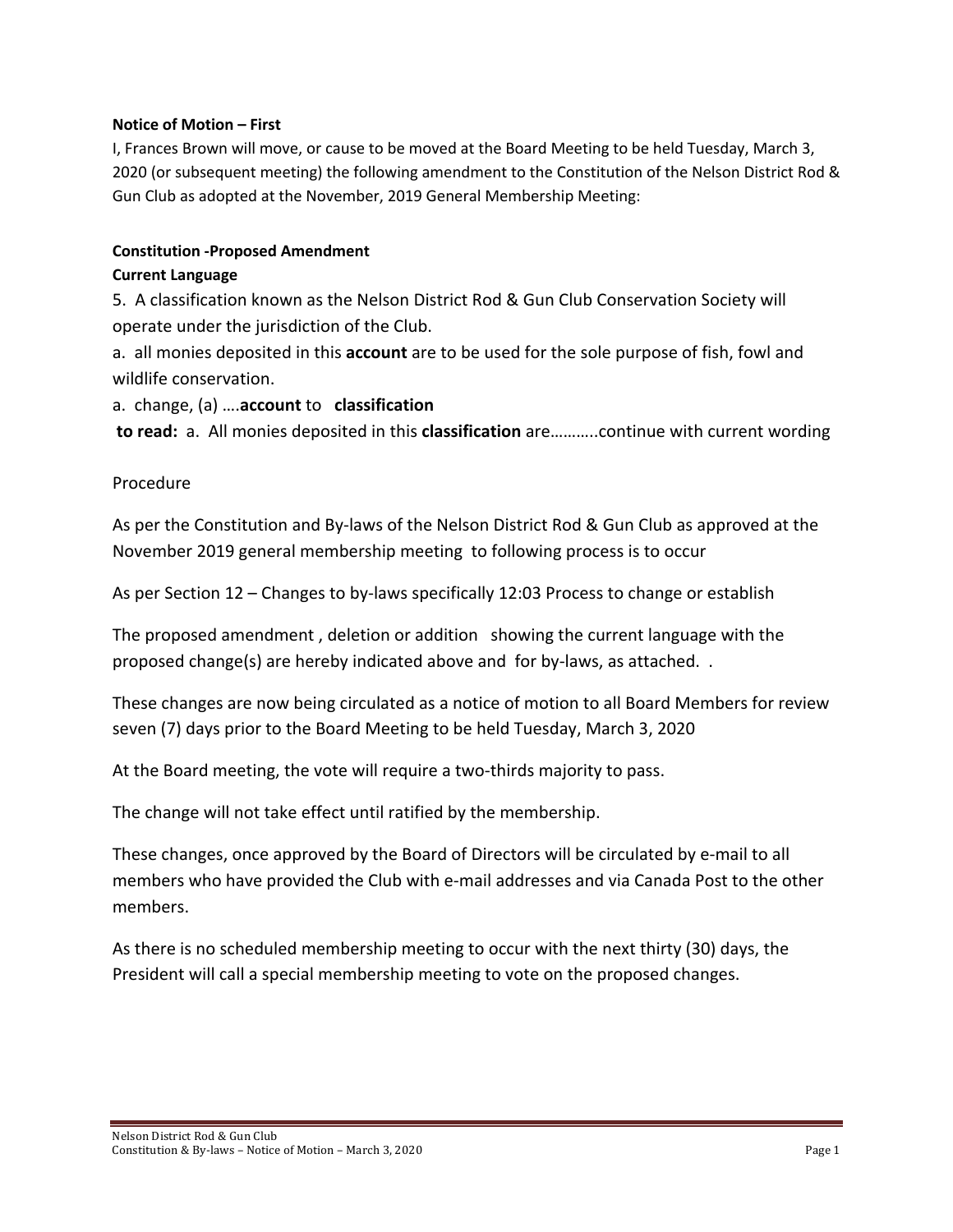**Notice of Motion – First**

I, Frances Brown will move, or cause to be moved at the Board Meeting to be held Tuesday, March 3, 2020 (or subsequent meeting) the following amendment to the Constitution of the Nelson District Rod & Gun Club as adopted at the November, 2019 General Membership Meeting:

**Constitution -Proposed Amendment**

**Current Language**

5. A classification known as the Nelson District Rod & Gun Club Conservation Society will operate under the jurisdiction of the Club.

a. all monies deposited in this **account** are to be used for the sole purpose of fish, fowl and wildlife conservation.

a. change, (a) ….**account** to **classification**

**to read:** a. All monies deposited in this **classification** are………..continue with current wording

Procedure

As per the Constitution and By-laws of the Nelson District Rod & Gun Club as approved at the November 2019 general membership meeting to following process is to occur

As per Section 12 – Changes to by-laws specifically 12:03 Process to change or establish

The proposed amendment , deletion or addition showing the current language with the proposed change(s) are hereby indicated above and for by-laws, as attached. .

These changes are now being circulated as a notice of motion to all Board Members for review seven (7) days prior to the Board Meeting to be held Tuesday, March 3, 2020

At the Board meeting, the vote will require a two-thirds majority to pass.

The change will not take effect until ratified by the membership.

These changes, once approved by the Board of Directors will be circulated by e-mail to all members who have provided the Club with e-mail addresses and via Canada Post to the other members.

As there is no scheduled membership meeting to occur with the next thirty (30) days, the President will call a special membership meeting to vote on the proposed changes.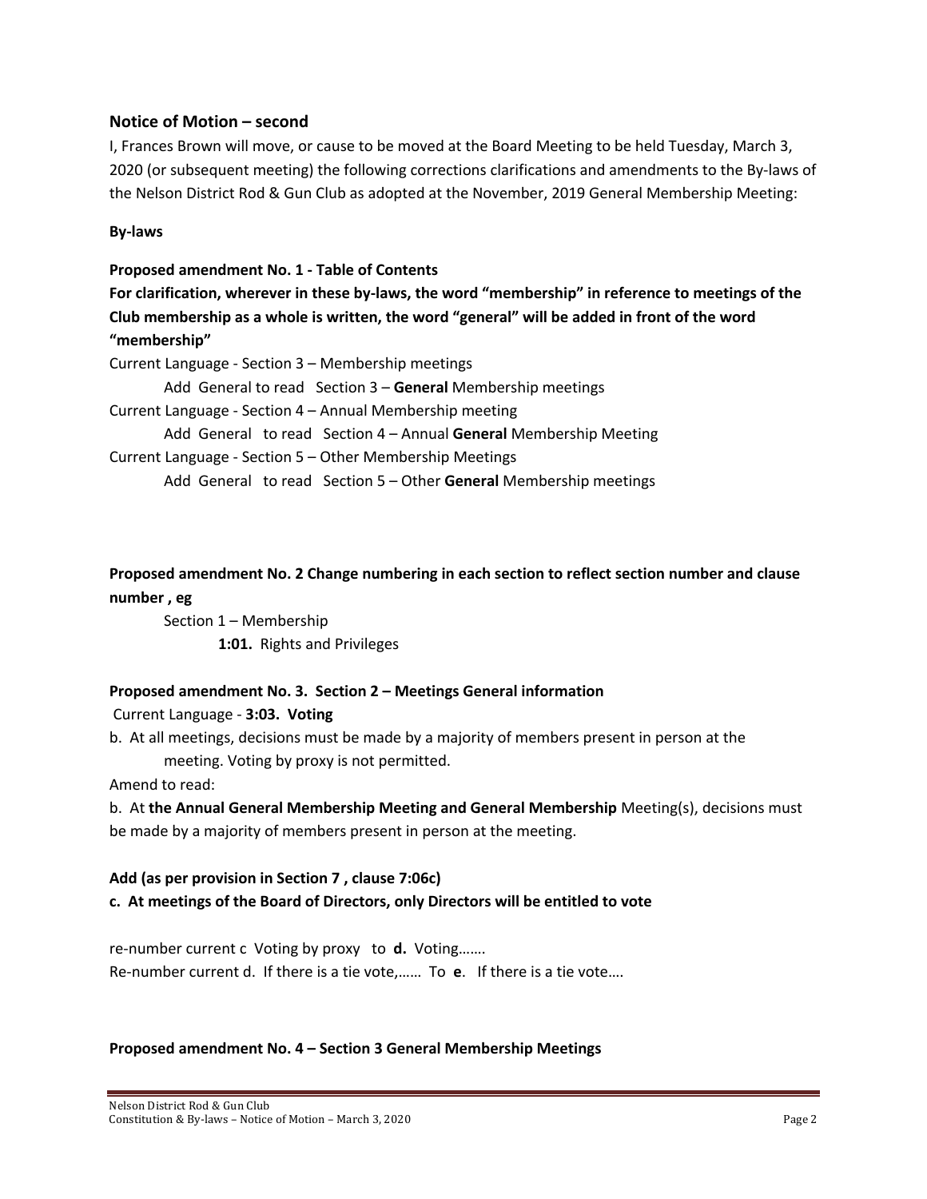## Notice of Motion – second

I, Frances Brown will move, or cause to be moved at the Board Meeting to be held Tuesday, March 3, 2020 (or subsequent meeting) the following corrections clarifications and amendments to the By-laws of the Nelson District Rod & Gun Club as adopted at the November, 2019 General Membership Meeting:

**By-laws**

**Proposed amendment No. 1 - Table of Contents**

**For clarification, wherever in these by-laws, the word "membership" in reference to meetings of the Club membership as a whole is written, the word "general" will be added in front of the word "membership"**

Current Language - Section 3 – Membership meetings

Add General to read Section 3 – **General** Membership meetings

Current Language - Section 4 – Annual Membership meeting

Add General to read Section 4 – Annual **General** Membership Meeting

Current Language - Section 5 – Other Membership Meetings

Add General to read Section 5 – Other **General** Membership meetings

**Proposed amendment No. 2 Change numbering in each section to reflect section number and clause number , eg**

Section 1 – Membership

**1:01.** Rights and Privileges

**Proposed amendment No. 3. Section 2 – Meetings General information**

Current Language - **3:03. Voting**

b. At all meetings, decisions must be made by a majority of members present in person at the meeting. Voting by proxy is not permitted.

Amend to read:

b. At **the Annual General Membership Meeting and General Membership** Meeting(s), decisions must be made by a majority of members present in person at the meeting.

**Add (as per provision in Section 7 , clause 7:06c)**

**c. At meetings of the Board of Directors, only Directors will be entitled to vote**

re-number current c Voting by proxy to **d.** Voting…….

Re-number current d. If there is a tie vote,…… To **e**. If there is a tie vote….

**Proposed amendment No. 4 – Section 3 General Membership Meetings**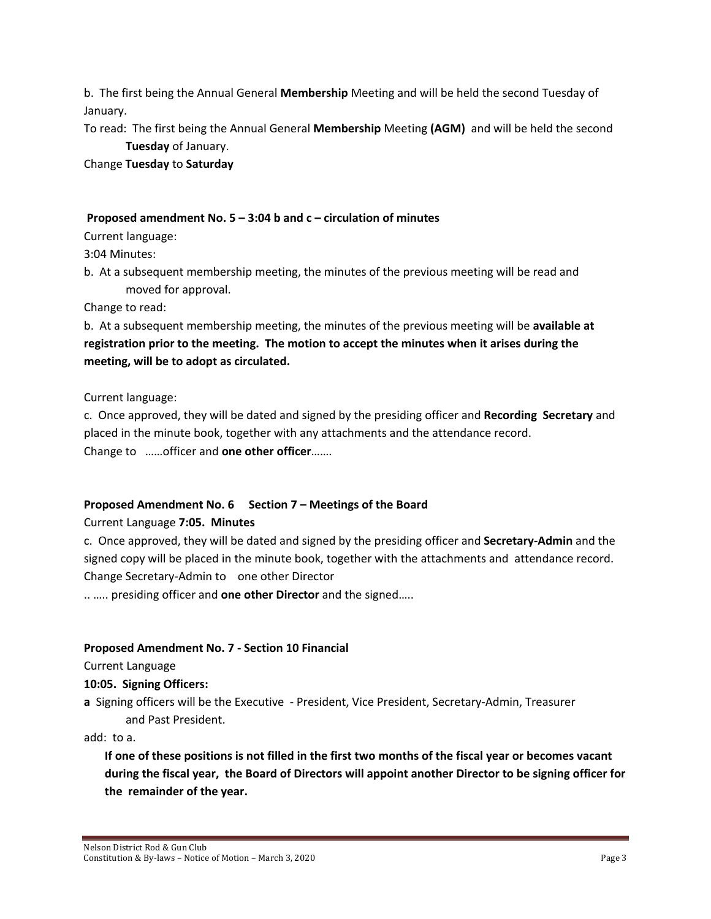b. The first being the Annual General **Membership** Meeting and will be held the second Tuesday of January.

To read: The first being the Annual General **Membership** Meeting **(AGM)** and will be held the second **Tuesday** of January.

Change **Tuesday** to **Saturday**

**Proposed amendment No. 5 – 3:04 b and c – circulation of minutes**

Current language:

3:04 Minutes:

b. At a subsequent membership meeting, the minutes of the previous meeting will be read and moved for approval.

Change to read:

b. At a subsequent membership meeting, the minutes of the previous meeting will be **available at registration prior to the meeting. The motion to accept the minutes when it arises during the meeting, will be to adopt as circulated.**

Current language:

c. Once approved, they will be dated and signed by the presiding officer and **Recording Secretary** and placed in the minute book, together with any attachments and the attendance record.

Change to ……officer and **one other officer**…….

**Proposed Amendment No. 6 Section 7 – Meetings of the Board**

Current Language **7:05. Minutes**

c. Once approved, they will be dated and signed by the presiding officer and **Secretary-Admin** and the signed copy will be placed in the minute book, together with the attachments and attendance record.

Change Secretary-Admin to one other Director

.. ….. presiding officer and **one other Director** and the signed…..

**Proposed Amendment No. 7 - Section 10 Financial**

Current Language

**10:05. Signing Officers:**

**a** Signing officers will be the Executive - President, Vice President, Secretary-Admin, Treasurer and Past President.

add: to a.

**If one of these positions is not filled in the first two months of the fiscal year or becomes vacant during the fiscal year, the Board of Directors will appoint another Director to be signing officer for the remainder of the year.**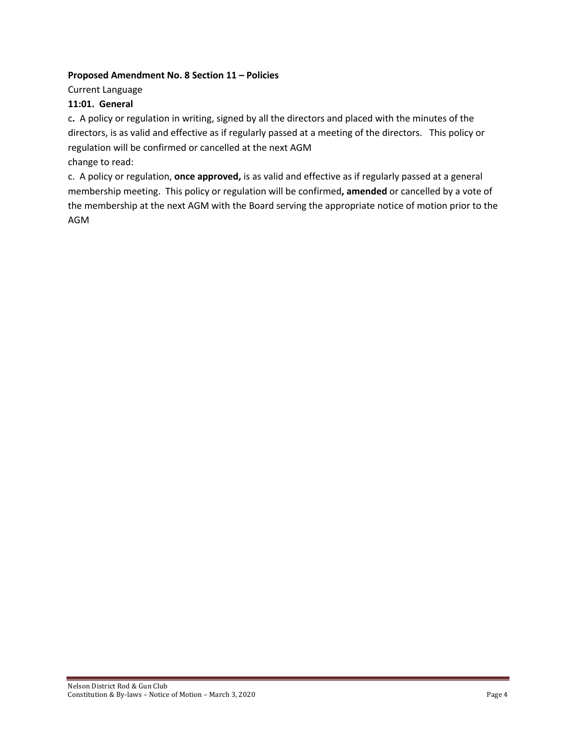**Proposed Amendment No. 8 Section 11 – Policies**

Current Language

**11:01. General**

c**.** A policy or regulation in writing, signed by all the directors and placed with the minutes of the directors, is as valid and effective as if regularly passed at a meeting of the directors. This policy or regulation will be confirmed or cancelled at the next AGM

change to read:

c. A policy or regulation, **once approved,** is as valid and effective as if regularly passed at a general membership meeting. This policy or regulation will be confirmed**, amended** or cancelled by a vote of the membership at the next AGM with the Board serving the appropriate notice of motion prior to the AGM